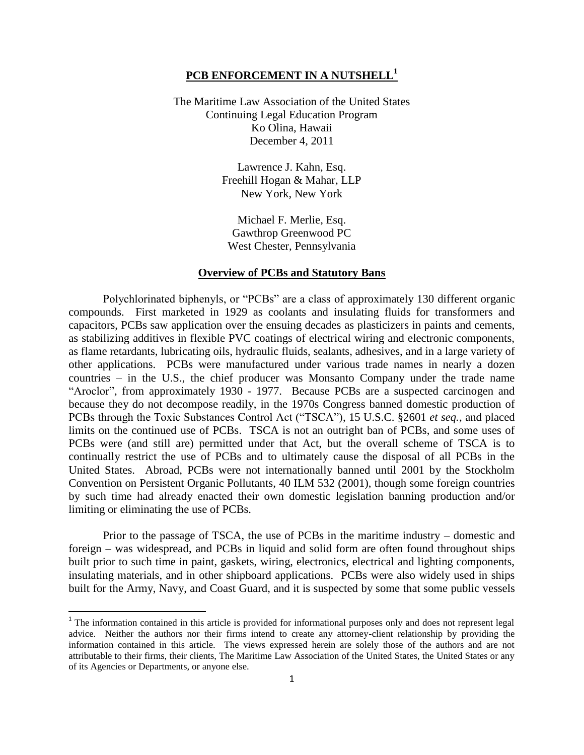# PCB ENFORCEMENT IN A NUTSHELL[1]

The Maritime Law Association of the United States
Continuing Legal Education Program
Ko Olina, Hawaii
December 4, 2011

Lawrence J. Kahn, Esq.
Freehill Hogan & Mahar, LLP
New York, New York

Michael F. Merlie, Esq.
Gawthrop Greenwood PC
West Chester, Pennsylvania

## Overview of PCBs and Statutory Bans

Polychlorinated biphenyls, or "PCBs" are a class of approximately 130 different organic compounds. First marketed in 1929 as coolants and insulating fluids for transformers and capacitors, PCBs saw application over the ensuing decades as plasticizers in paints and cements, as stabilizing additives in flexible PVC coatings of electrical wiring and electronic components, as flame retardants, lubricating oils, hydraulic fluids, sealants, adhesives, and in a large variety of other applications. PCBs were manufactured under various trade names in nearly a dozen countries – in the U.S., the chief producer was Monsanto Company under the trade name "Aroclor", from approximately 1930 - 1977. Because PCBs are a suspected carcinogen and because they do not decompose readily, in the 1970s Congress banned domestic production of PCBs through the Toxic Substances Control Act ("TSCA"), 15 U.S.C. §2601 *et seq.*, and placed limits on the continued use of PCBs. TSCA is not an outright ban of PCBs, and some uses of PCBs were (and still are) permitted under that Act, but the overall scheme of TSCA is to continually restrict the use of PCBs and to ultimately cause the disposal of all PCBs in the United States. Abroad, PCBs were not internationally banned until 2001 by the Stockholm Convention on Persistent Organic Pollutants, 40 ILM 532 (2001), though some foreign countries by such time had already enacted their own domestic legislation banning production and/or limiting or eliminating the use of PCBs.

Prior to the passage of TSCA, the use of PCBs in the maritime industry – domestic and foreign – was widespread, and PCBs in liquid and solid form are often found throughout ships built prior to such time in paint, gaskets, wiring, electronics, electrical and lighting components, insulating materials, and in other shipboard applications. PCBs were also widely used in ships built for the Army, Navy, and Coast Guard, and it is suspected by some that some public vessels

[1] The information contained in this article is provided for informational purposes only and does not represent legal advice. Neither the authors nor their firms intend to create any attorney-client relationship by providing the information contained in this article. The views expressed herein are solely those of the authors and are not attributable to their firms, their clients, The Maritime Law Association of the United States, the United States or any of its Agencies or Departments, or anyone else.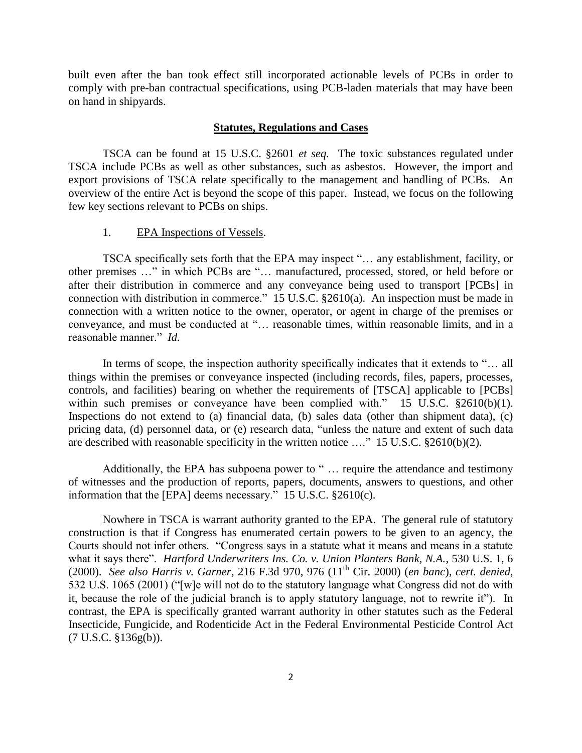built even after the ban took effect still incorporated actionable levels of PCBs in order to comply with pre-ban contractual specifications, using PCB-laden materials that may have been on hand in shipyards.

## Statutes, Regulations and Cases

TSCA can be found at 15 U.S.C. §2601 *et seq.* The toxic substances regulated under TSCA include PCBs as well as other substances, such as asbestos. However, the import and export provisions of TSCA relate specifically to the management and handling of PCBs. An overview of the entire Act is beyond the scope of this paper. Instead, we focus on the following few key sections relevant to PCBs on ships.

1. EPA Inspections of Vessels.

TSCA specifically sets forth that the EPA may inspect "… any establishment, facility, or other premises …" in which PCBs are "… manufactured, processed, stored, or held before or after their distribution in commerce and any conveyance being used to transport [PCBs] in connection with distribution in commerce." 15 U.S.C. §2610(a). An inspection must be made in connection with a written notice to the owner, operator, or agent in charge of the premises or conveyance, and must be conducted at "… reasonable times, within reasonable limits, and in a reasonable manner." *Id.*

In terms of scope, the inspection authority specifically indicates that it extends to "… all things within the premises or conveyance inspected (including records, files, papers, processes, controls, and facilities) bearing on whether the requirements of [TSCA] applicable to [PCBs] within such premises or conveyance have been complied with." 15 U.S.C. §2610(b)(1). Inspections do not extend to (a) financial data, (b) sales data (other than shipment data), (c) pricing data, (d) personnel data, or (e) research data, "unless the nature and extent of such data are described with reasonable specificity in the written notice …." 15 U.S.C. §2610(b)(2).

Additionally, the EPA has subpoena power to " … require the attendance and testimony of witnesses and the production of reports, papers, documents, answers to questions, and other information that the [EPA] deems necessary." 15 U.S.C. §2610(c).

Nowhere in TSCA is warrant authority granted to the EPA. The general rule of statutory construction is that if Congress has enumerated certain powers to be given to an agency, the Courts should not infer others. "Congress says in a statute what it means and means in a statute what it says there". *Hartford Underwriters Ins. Co. v. Union Planters Bank, N.A.*, 530 U.S. 1, 6 (2000). *See also Harris v. Garner*, 216 F.3d 970, 976 (11th Cir. 2000) (*en banc*), *cert. denied*, 532 U.S. 1065 (2001) ("[w]e will not do to the statutory language what Congress did not do with it, because the role of the judicial branch is to apply statutory language, not to rewrite it"). In contrast, the EPA is specifically granted warrant authority in other statutes such as the Federal Insecticide, Fungicide, and Rodenticide Act in the Federal Environmental Pesticide Control Act (7 U.S.C. §136g(b)).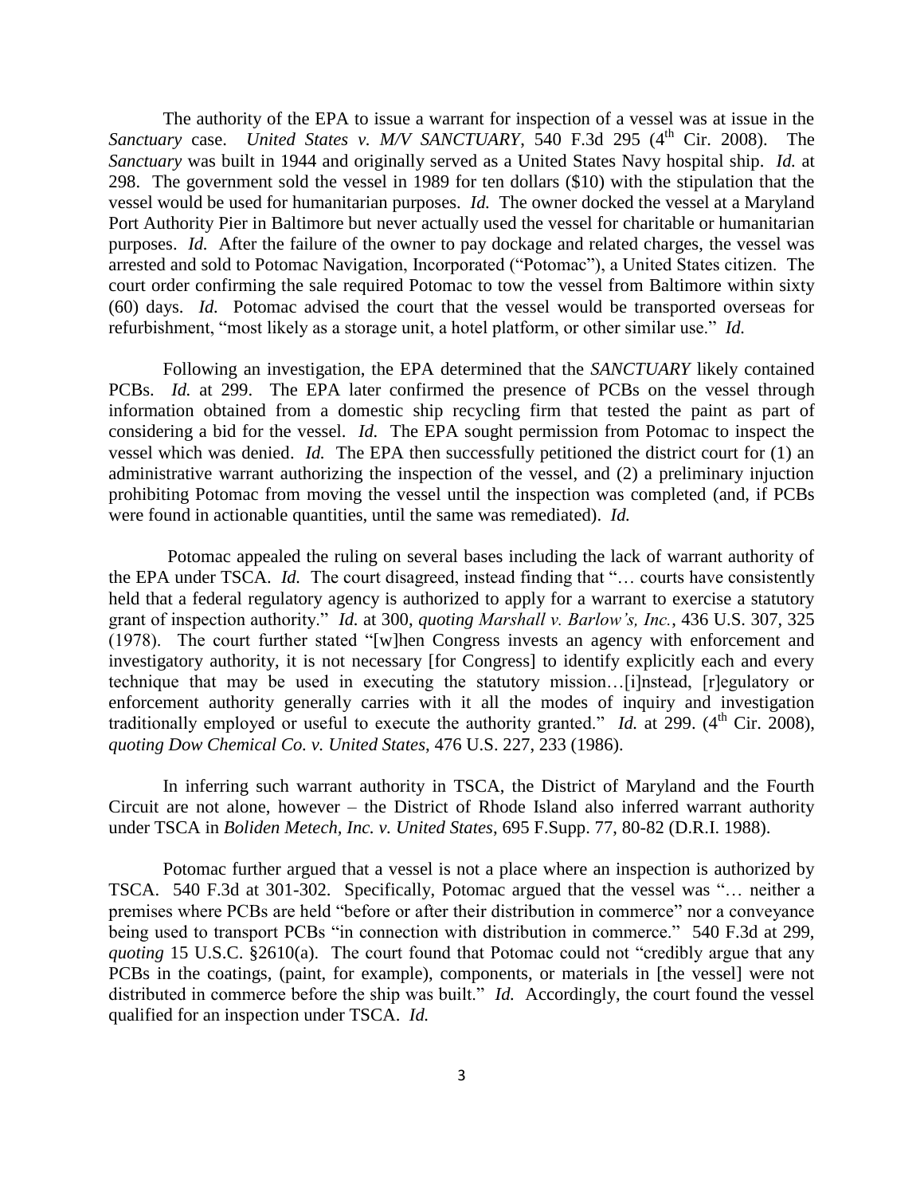The authority of the EPA to issue a warrant for inspection of a vessel was at issue in the *Sanctuary* case. *United States v. M/V SANCTUARY*, 540 F.3d 295 (4th Cir. 2008). The *Sanctuary* was built in 1944 and originally served as a United States Navy hospital ship. *Id.* at 298. The government sold the vessel in 1989 for ten dollars ($10) with the stipulation that the vessel would be used for humanitarian purposes. *Id.* The owner docked the vessel at a Maryland Port Authority Pier in Baltimore but never actually used the vessel for charitable or humanitarian purposes. *Id.* After the failure of the owner to pay dockage and related charges, the vessel was arrested and sold to Potomac Navigation, Incorporated ("Potomac"), a United States citizen. The court order confirming the sale required Potomac to tow the vessel from Baltimore within sixty (60) days. *Id.* Potomac advised the court that the vessel would be transported overseas for refurbishment, "most likely as a storage unit, a hotel platform, or other similar use." *Id.*

Following an investigation, the EPA determined that the *SANCTUARY* likely contained PCBs. *Id.* at 299. The EPA later confirmed the presence of PCBs on the vessel through information obtained from a domestic ship recycling firm that tested the paint as part of considering a bid for the vessel. *Id.* The EPA sought permission from Potomac to inspect the vessel which was denied. *Id.* The EPA then successfully petitioned the district court for (1) an administrative warrant authorizing the inspection of the vessel, and (2) a preliminary injuction prohibiting Potomac from moving the vessel until the inspection was completed (and, if PCBs were found in actionable quantities, until the same was remediated). *Id.*

Potomac appealed the ruling on several bases including the lack of warrant authority of the EPA under TSCA. *Id.* The court disagreed, instead finding that "… courts have consistently held that a federal regulatory agency is authorized to apply for a warrant to exercise a statutory grant of inspection authority." *Id.* at 300, *quoting Marshall v. Barlow's, Inc.*, 436 U.S. 307, 325 (1978). The court further stated "[w]hen Congress invests an agency with enforcement and investigatory authority, it is not necessary [for Congress] to identify explicitly each and every technique that may be used in executing the statutory mission…[i]nstead, [r]egulatory or enforcement authority generally carries with it all the modes of inquiry and investigation traditionally employed or useful to execute the authority granted." *Id.* at 299. (4th Cir. 2008), *quoting Dow Chemical Co. v. United States*, 476 U.S. 227, 233 (1986).

In inferring such warrant authority in TSCA, the District of Maryland and the Fourth Circuit are not alone, however – the District of Rhode Island also inferred warrant authority under TSCA in *Boliden Metech, Inc. v. United States*, 695 F.Supp. 77, 80-82 (D.R.I. 1988).

Potomac further argued that a vessel is not a place where an inspection is authorized by TSCA. 540 F.3d at 301-302. Specifically, Potomac argued that the vessel was "… neither a premises where PCBs are held "before or after their distribution in commerce" nor a conveyance being used to transport PCBs "in connection with distribution in commerce." 540 F.3d at 299, *quoting* 15 U.S.C. §2610(a). The court found that Potomac could not "credibly argue that any PCBs in the coatings, (paint, for example), components, or materials in [the vessel] were not distributed in commerce before the ship was built." *Id.* Accordingly, the court found the vessel qualified for an inspection under TSCA. *Id.*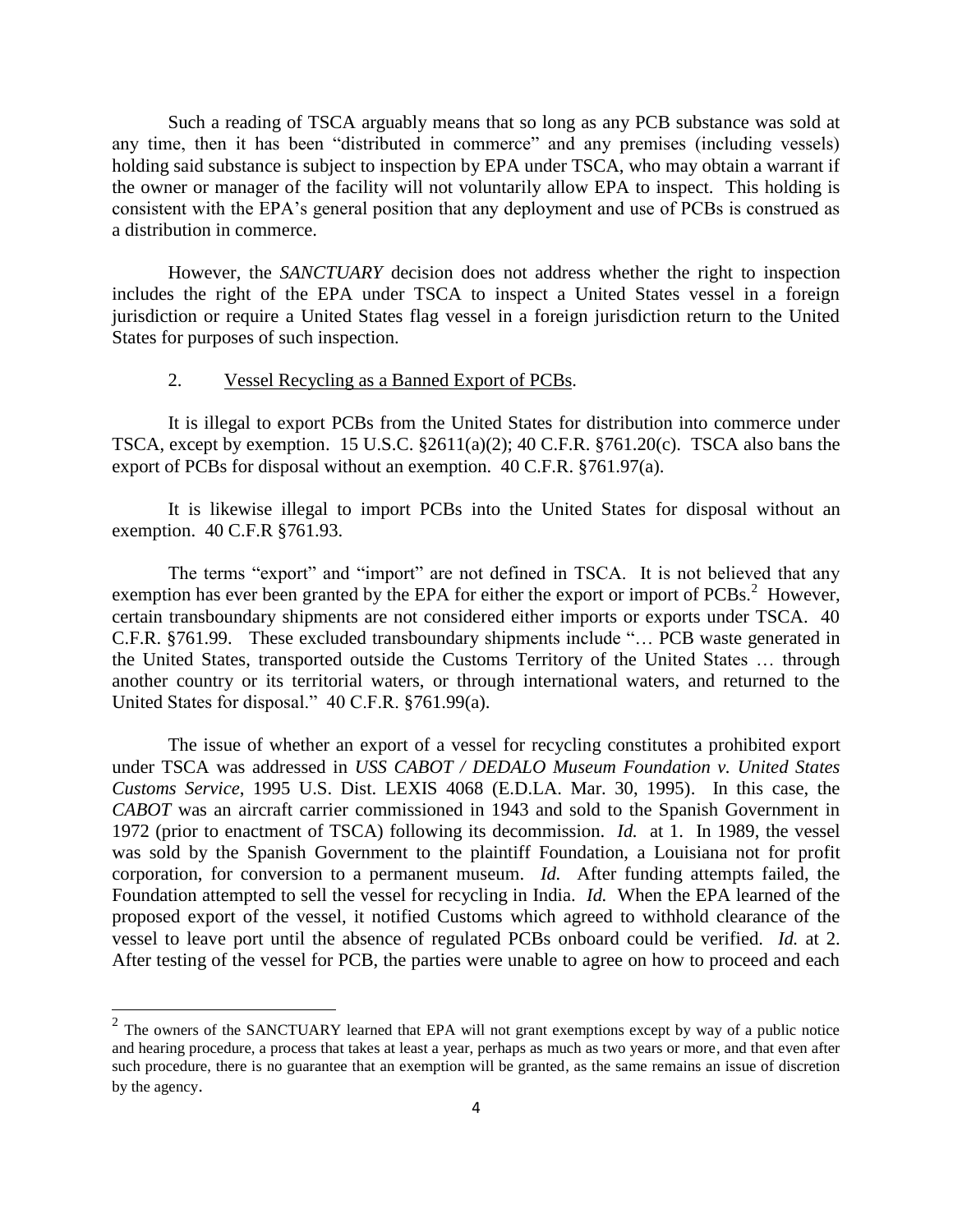Such a reading of TSCA arguably means that so long as any PCB substance was sold at any time, then it has been "distributed in commerce" and any premises (including vessels) holding said substance is subject to inspection by EPA under TSCA, who may obtain a warrant if the owner or manager of the facility will not voluntarily allow EPA to inspect. This holding is consistent with the EPA's general position that any deployment and use of PCBs is construed as a distribution in commerce.

However, the *SANCTUARY* decision does not address whether the right to inspection includes the right of the EPA under TSCA to inspect a United States vessel in a foreign jurisdiction or require a United States flag vessel in a foreign jurisdiction return to the United States for purposes of such inspection.

2. Vessel Recycling as a Banned Export of PCBs.

It is illegal to export PCBs from the United States for distribution into commerce under TSCA, except by exemption. 15 U.S.C. §2611(a)(2); 40 C.F.R. §761.20(c). TSCA also bans the export of PCBs for disposal without an exemption. 40 C.F.R. §761.97(a).

It is likewise illegal to import PCBs into the United States for disposal without an exemption. 40 C.F.R §761.93.

The terms "export" and "import" are not defined in TSCA. It is not believed that any exemption has ever been granted by the EPA for either the export or import of PCBs.[2] However, certain transboundary shipments are not considered either imports or exports under TSCA. 40 C.F.R. §761.99. These excluded transboundary shipments include "… PCB waste generated in the United States, transported outside the Customs Territory of the United States … through another country or its territorial waters, or through international waters, and returned to the United States for disposal." 40 C.F.R. §761.99(a).

The issue of whether an export of a vessel for recycling constitutes a prohibited export under TSCA was addressed in *USS CABOT / DEDALO Museum Foundation v. United States Customs Service*, 1995 U.S. Dist. LEXIS 4068 (E.D.LA. Mar. 30, 1995). In this case, the *CABOT* was an aircraft carrier commissioned in 1943 and sold to the Spanish Government in 1972 (prior to enactment of TSCA) following its decommission. *Id.* at 1. In 1989, the vessel was sold by the Spanish Government to the plaintiff Foundation, a Louisiana not for profit corporation, for conversion to a permanent museum. *Id.* After funding attempts failed, the Foundation attempted to sell the vessel for recycling in India. *Id.* When the EPA learned of the proposed export of the vessel, it notified Customs which agreed to withhold clearance of the vessel to leave port until the absence of regulated PCBs onboard could be verified. *Id.* at 2. After testing of the vessel for PCB, the parties were unable to agree on how to proceed and each

[2] The owners of the SANCTUARY learned that EPA will not grant exemptions except by way of a public notice and hearing procedure, a process that takes at least a year, perhaps as much as two years or more, and that even after such procedure, there is no guarantee that an exemption will be granted, as the same remains an issue of discretion by the agency.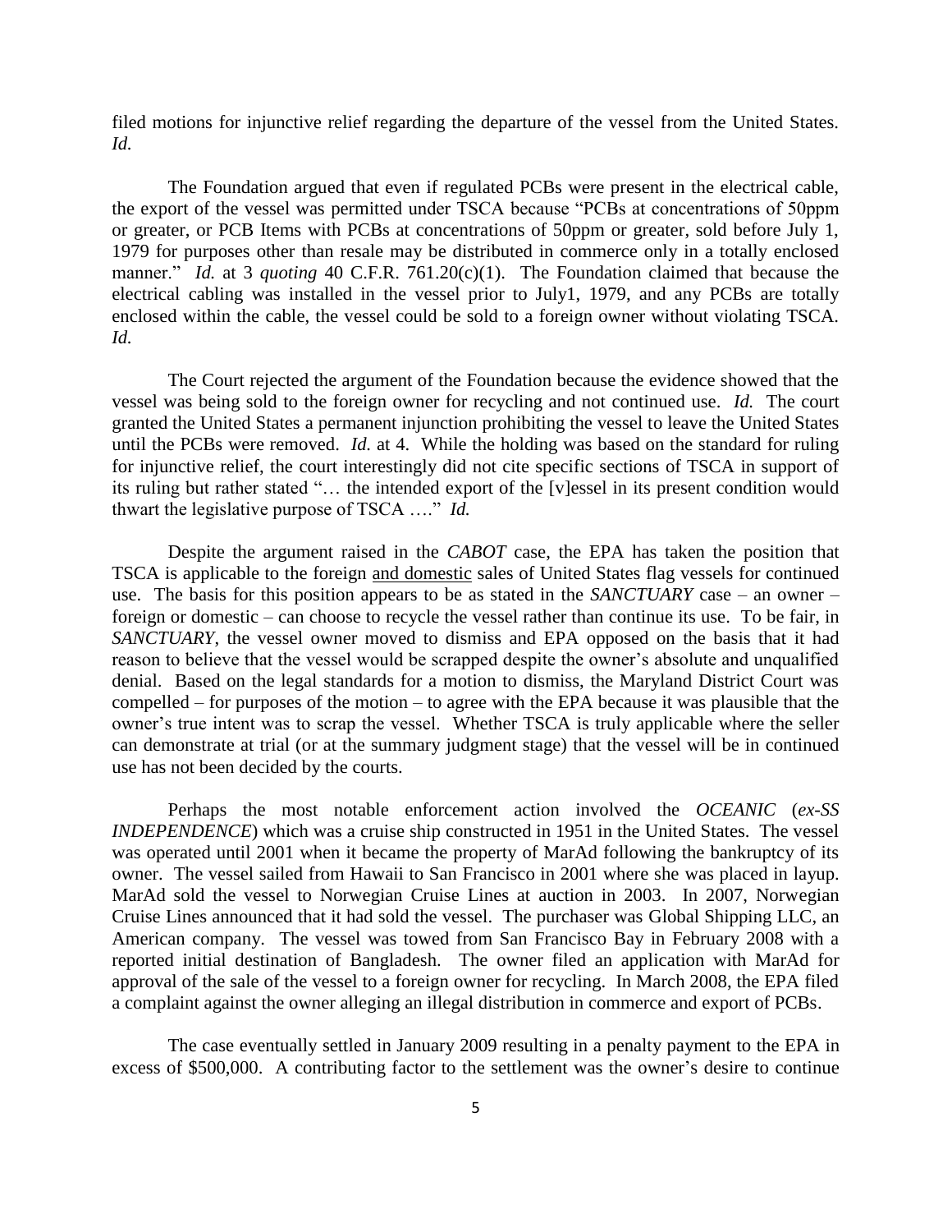filed motions for injunctive relief regarding the departure of the vessel from the United States. *Id.*

The Foundation argued that even if regulated PCBs were present in the electrical cable, the export of the vessel was permitted under TSCA because "PCBs at concentrations of 50ppm or greater, or PCB Items with PCBs at concentrations of 50ppm or greater, sold before July 1, 1979 for purposes other than resale may be distributed in commerce only in a totally enclosed manner." *Id.* at 3 *quoting* 40 C.F.R. 761.20(c)(1). The Foundation claimed that because the electrical cabling was installed in the vessel prior to July1, 1979, and any PCBs are totally enclosed within the cable, the vessel could be sold to a foreign owner without violating TSCA. *Id.*

The Court rejected the argument of the Foundation because the evidence showed that the vessel was being sold to the foreign owner for recycling and not continued use. *Id.* The court granted the United States a permanent injunction prohibiting the vessel to leave the United States until the PCBs were removed. *Id.* at 4. While the holding was based on the standard for ruling for injunctive relief, the court interestingly did not cite specific sections of TSCA in support of its ruling but rather stated "… the intended export of the [v]essel in its present condition would thwart the legislative purpose of TSCA …." *Id.*

Despite the argument raised in the *CABOT* case, the EPA has taken the position that TSCA is applicable to the foreign <u>and domestic</u> sales of United States flag vessels for continued use. The basis for this position appears to be as stated in the *SANCTUARY* case – an owner – foreign or domestic – can choose to recycle the vessel rather than continue its use. To be fair, in *SANCTUARY*, the vessel owner moved to dismiss and EPA opposed on the basis that it had reason to believe that the vessel would be scrapped despite the owner's absolute and unqualified denial. Based on the legal standards for a motion to dismiss, the Maryland District Court was compelled – for purposes of the motion – to agree with the EPA because it was plausible that the owner's true intent was to scrap the vessel. Whether TSCA is truly applicable where the seller can demonstrate at trial (or at the summary judgment stage) that the vessel will be in continued use has not been decided by the courts.

Perhaps the most notable enforcement action involved the *OCEANIC* (*ex-SS INDEPENDENCE*) which was a cruise ship constructed in 1951 in the United States. The vessel was operated until 2001 when it became the property of MarAd following the bankruptcy of its owner. The vessel sailed from Hawaii to San Francisco in 2001 where she was placed in layup. MarAd sold the vessel to Norwegian Cruise Lines at auction in 2003. In 2007, Norwegian Cruise Lines announced that it had sold the vessel. The purchaser was Global Shipping LLC, an American company. The vessel was towed from San Francisco Bay in February 2008 with a reported initial destination of Bangladesh. The owner filed an application with MarAd for approval of the sale of the vessel to a foreign owner for recycling. In March 2008, the EPA filed a complaint against the owner alleging an illegal distribution in commerce and export of PCBs.

The case eventually settled in January 2009 resulting in a penalty payment to the EPA in excess of $500,000. A contributing factor to the settlement was the owner's desire to continue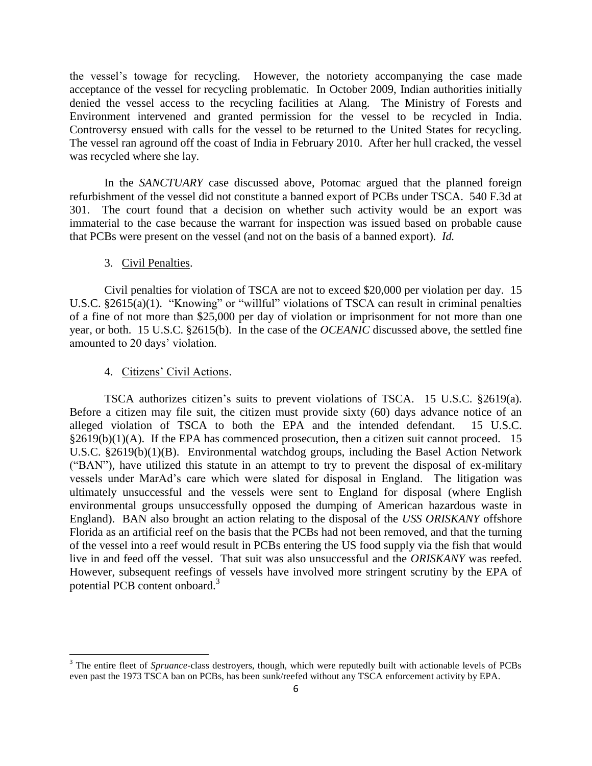the vessel's towage for recycling. However, the notoriety accompanying the case made acceptance of the vessel for recycling problematic. In October 2009, Indian authorities initially denied the vessel access to the recycling facilities at Alang. The Ministry of Forests and Environment intervened and granted permission for the vessel to be recycled in India. Controversy ensued with calls for the vessel to be returned to the United States for recycling. The vessel ran aground off the coast of India in February 2010. After her hull cracked, the vessel was recycled where she lay.

In the *SANCTUARY* case discussed above, Potomac argued that the planned foreign refurbishment of the vessel did not constitute a banned export of PCBs under TSCA. 540 F.3d at 301. The court found that a decision on whether such activity would be an export was immaterial to the case because the warrant for inspection was issued based on probable cause that PCBs were present on the vessel (and not on the basis of a banned export). *Id.*

3. Civil Penalties.

Civil penalties for violation of TSCA are not to exceed $20,000 per violation per day. 15 U.S.C. §2615(a)(1). "Knowing" or "willful" violations of TSCA can result in criminal penalties of a fine of not more than $25,000 per day of violation or imprisonment for not more than one year, or both. 15 U.S.C. §2615(b). In the case of the *OCEANIC* discussed above, the settled fine amounted to 20 days' violation.

4. Citizens' Civil Actions.

TSCA authorizes citizen's suits to prevent violations of TSCA. 15 U.S.C. §2619(a). Before a citizen may file suit, the citizen must provide sixty (60) days advance notice of an alleged violation of TSCA to both the EPA and the intended defendant. 15 U.S.C. §2619(b)(1)(A). If the EPA has commenced prosecution, then a citizen suit cannot proceed. 15 U.S.C. §2619(b)(1)(B). Environmental watchdog groups, including the Basel Action Network ("BAN"), have utilized this statute in an attempt to try to prevent the disposal of ex-military vessels under MarAd's care which were slated for disposal in England. The litigation was ultimately unsuccessful and the vessels were sent to England for disposal (where English environmental groups unsuccessfully opposed the dumping of American hazardous waste in England). BAN also brought an action relating to the disposal of the *USS ORISKANY* offshore Florida as an artificial reef on the basis that the PCBs had not been removed, and that the turning of the vessel into a reef would result in PCBs entering the US food supply via the fish that would live in and feed off the vessel. That suit was also unsuccessful and the *ORISKANY* was reefed. However, subsequent reefings of vessels have involved more stringent scrutiny by the EPA of potential PCB content onboard.[3]

[3] The entire fleet of *Spruance*-class destroyers, though, which were reputedly built with actionable levels of PCBs even past the 1973 TSCA ban on PCBs, has been sunk/reefed without any TSCA enforcement activity by EPA.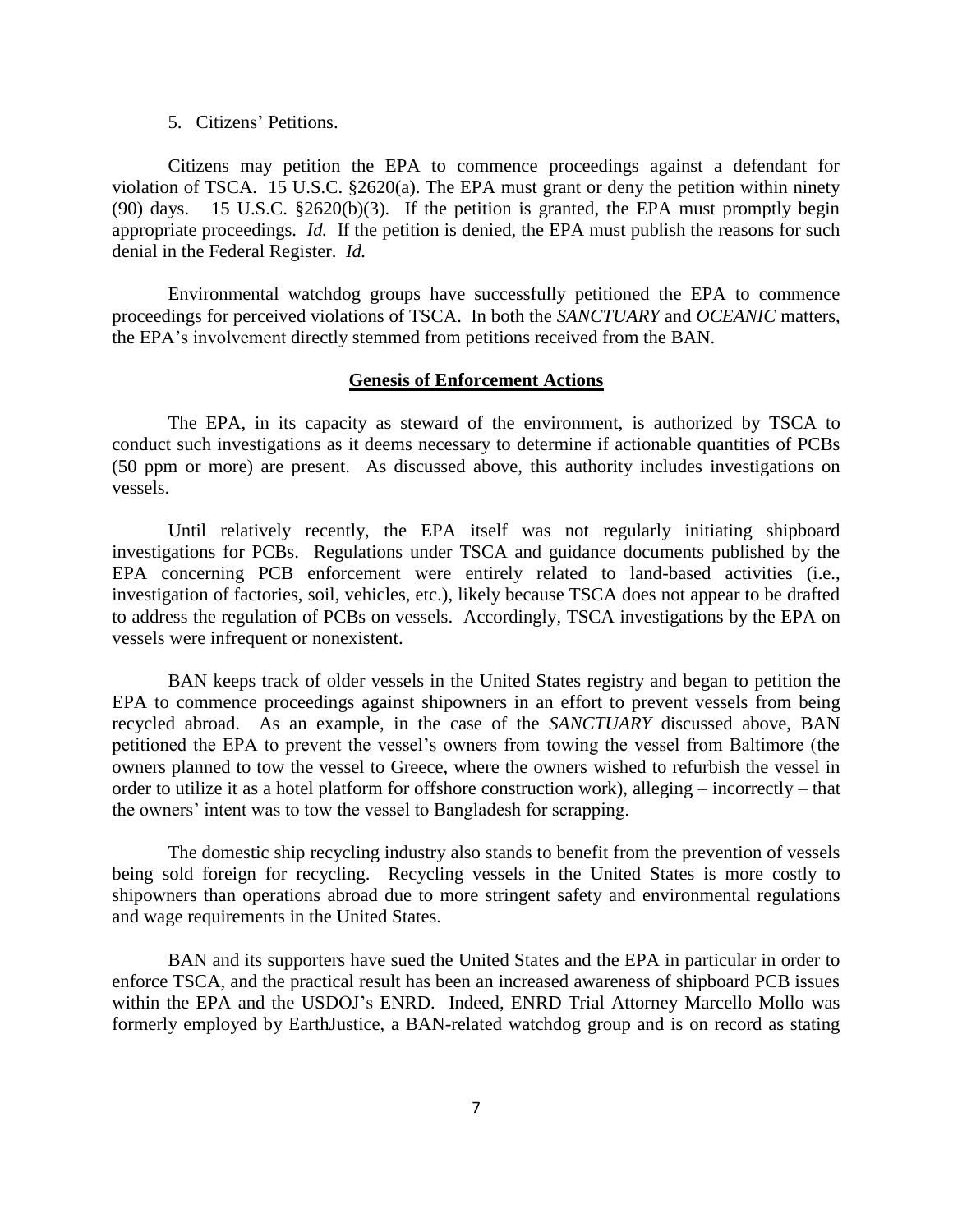5. Citizens' Petitions.

Citizens may petition the EPA to commence proceedings against a defendant for violation of TSCA. 15 U.S.C. §2620(a). The EPA must grant or deny the petition within ninety (90) days. 15 U.S.C. §2620(b)(3). If the petition is granted, the EPA must promptly begin appropriate proceedings. *Id.* If the petition is denied, the EPA must publish the reasons for such denial in the Federal Register. *Id.*

Environmental watchdog groups have successfully petitioned the EPA to commence proceedings for perceived violations of TSCA. In both the *SANCTUARY* and *OCEANIC* matters, the EPA's involvement directly stemmed from petitions received from the BAN.

**Genesis of Enforcement Actions**

The EPA, in its capacity as steward of the environment, is authorized by TSCA to conduct such investigations as it deems necessary to determine if actionable quantities of PCBs (50 ppm or more) are present. As discussed above, this authority includes investigations on vessels.

Until relatively recently, the EPA itself was not regularly initiating shipboard investigations for PCBs. Regulations under TSCA and guidance documents published by the EPA concerning PCB enforcement were entirely related to land-based activities (i.e., investigation of factories, soil, vehicles, etc.), likely because TSCA does not appear to be drafted to address the regulation of PCBs on vessels. Accordingly, TSCA investigations by the EPA on vessels were infrequent or nonexistent.

BAN keeps track of older vessels in the United States registry and began to petition the EPA to commence proceedings against shipowners in an effort to prevent vessels from being recycled abroad. As an example, in the case of the *SANCTUARY* discussed above, BAN petitioned the EPA to prevent the vessel's owners from towing the vessel from Baltimore (the owners planned to tow the vessel to Greece, where the owners wished to refurbish the vessel in order to utilize it as a hotel platform for offshore construction work), alleging – incorrectly – that the owners' intent was to tow the vessel to Bangladesh for scrapping.

The domestic ship recycling industry also stands to benefit from the prevention of vessels being sold foreign for recycling. Recycling vessels in the United States is more costly to shipowners than operations abroad due to more stringent safety and environmental regulations and wage requirements in the United States.

BAN and its supporters have sued the United States and the EPA in particular in order to enforce TSCA, and the practical result has been an increased awareness of shipboard PCB issues within the EPA and the USDOJ's ENRD. Indeed, ENRD Trial Attorney Marcello Mollo was formerly employed by EarthJustice, a BAN-related watchdog group and is on record as stating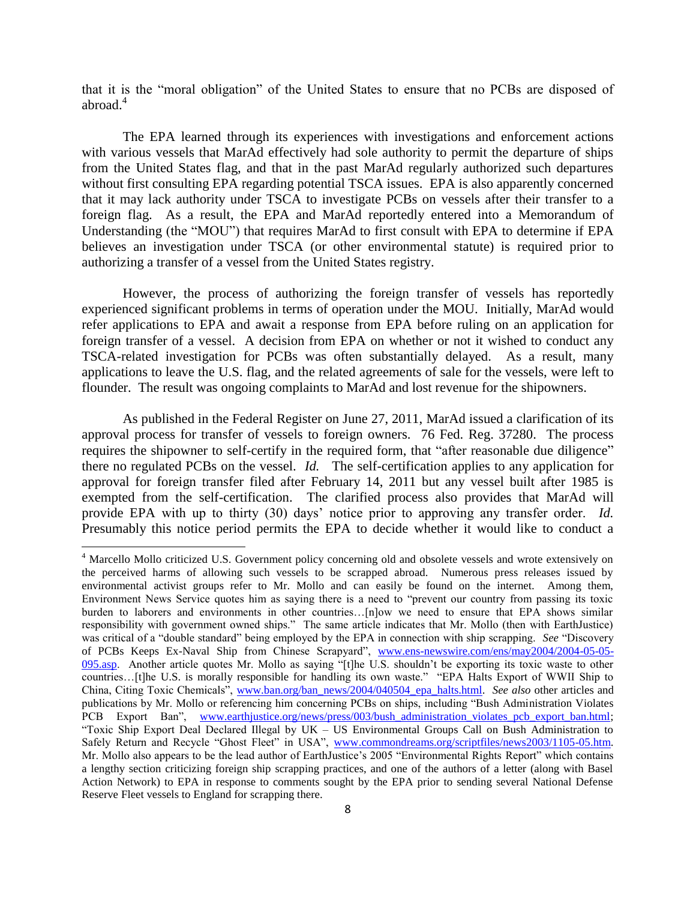that it is the "moral obligation" of the United States to ensure that no PCBs are disposed of abroad.[4]

The EPA learned through its experiences with investigations and enforcement actions with various vessels that MarAd effectively had sole authority to permit the departure of ships from the United States flag, and that in the past MarAd regularly authorized such departures without first consulting EPA regarding potential TSCA issues. EPA is also apparently concerned that it may lack authority under TSCA to investigate PCBs on vessels after their transfer to a foreign flag. As a result, the EPA and MarAd reportedly entered into a Memorandum of Understanding (the "MOU") that requires MarAd to first consult with EPA to determine if EPA believes an investigation under TSCA (or other environmental statute) is required prior to authorizing a transfer of a vessel from the United States registry.

However, the process of authorizing the foreign transfer of vessels has reportedly experienced significant problems in terms of operation under the MOU. Initially, MarAd would refer applications to EPA and await a response from EPA before ruling on an application for foreign transfer of a vessel. A decision from EPA on whether or not it wished to conduct any TSCA-related investigation for PCBs was often substantially delayed. As a result, many applications to leave the U.S. flag, and the related agreements of sale for the vessels, were left to flounder. The result was ongoing complaints to MarAd and lost revenue for the shipowners.

As published in the Federal Register on June 27, 2011, MarAd issued a clarification of its approval process for transfer of vessels to foreign owners. 76 Fed. Reg. 37280. The process requires the shipowner to self-certify in the required form, that "after reasonable due diligence" there no regulated PCBs on the vessel. *Id.* The self-certification applies to any application for approval for foreign transfer filed after February 14, 2011 but any vessel built after 1985 is exempted from the self-certification. The clarified process also provides that MarAd will provide EPA with up to thirty (30) days' notice prior to approving any transfer order. *Id.* Presumably this notice period permits the EPA to decide whether it would like to conduct a

---

[4] Marcello Mollo criticized U.S. Government policy concerning old and obsolete vessels and wrote extensively on the perceived harms of allowing such vessels to be scrapped abroad. Numerous press releases issued by environmental activist groups refer to Mr. Mollo and can easily be found on the internet. Among them, Environment News Service quotes him as saying there is a need to "prevent our country from passing its toxic burden to laborers and environments in other countries…[n]ow we need to ensure that EPA shows similar responsibility with government owned ships." The same article indicates that Mr. Mollo (then with EarthJustice) was critical of a "double standard" being employed by the EPA in connection with ship scrapping. *See* "Discovery of PCBs Keeps Ex-Naval Ship from Chinese Scrapyard", www.ens-newswire.com/ens/may2004/2004-05-05-095.asp. Another article quotes Mr. Mollo as saying "[t]he U.S. shouldn't be exporting its toxic waste to other countries…[t]he U.S. is morally responsible for handling its own waste." "EPA Halts Export of WWII Ship to China, Citing Toxic Chemicals", www.ban.org/ban_news/2004/040504_epa_halts.html. *See also* other articles and publications by Mr. Mollo or referencing him concerning PCBs on ships, including "Bush Administration Violates PCB Export Ban", www.earthjustice.org/news/press/003/bush_administration_violates_pcb_export_ban.html; "Toxic Ship Export Deal Declared Illegal by UK – US Environmental Groups Call on Bush Administration to Safely Return and Recycle "Ghost Fleet" in USA", www.commondreams.org/scriptfiles/news2003/1105-05.htm. Mr. Mollo also appears to be the lead author of EarthJustice's 2005 "Environmental Rights Report" which contains a lengthy section criticizing foreign ship scrapping practices, and one of the authors of a letter (along with Basel Action Network) to EPA in response to comments sought by the EPA prior to sending several National Defense Reserve Fleet vessels to England for scrapping there.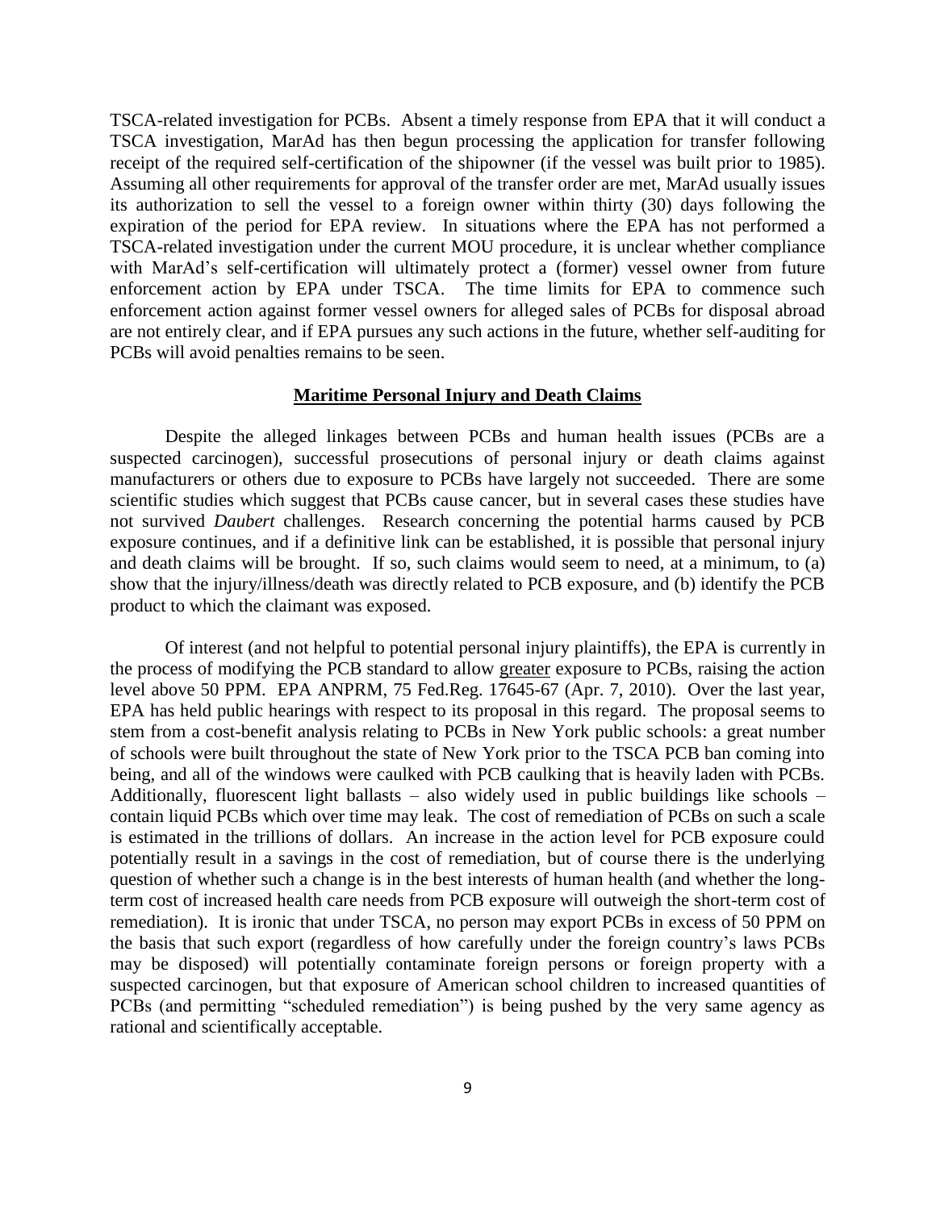TSCA-related investigation for PCBs. Absent a timely response from EPA that it will conduct a TSCA investigation, MarAd has then begun processing the application for transfer following receipt of the required self-certification of the shipowner (if the vessel was built prior to 1985). Assuming all other requirements for approval of the transfer order are met, MarAd usually issues its authorization to sell the vessel to a foreign owner within thirty (30) days following the expiration of the period for EPA review. In situations where the EPA has not performed a TSCA-related investigation under the current MOU procedure, it is unclear whether compliance with MarAd's self-certification will ultimately protect a (former) vessel owner from future enforcement action by EPA under TSCA. The time limits for EPA to commence such enforcement action against former vessel owners for alleged sales of PCBs for disposal abroad are not entirely clear, and if EPA pursues any such actions in the future, whether self-auditing for PCBs will avoid penalties remains to be seen.

## Maritime Personal Injury and Death Claims

Despite the alleged linkages between PCBs and human health issues (PCBs are a suspected carcinogen), successful prosecutions of personal injury or death claims against manufacturers or others due to exposure to PCBs have largely not succeeded. There are some scientific studies which suggest that PCBs cause cancer, but in several cases these studies have not survived *Daubert* challenges. Research concerning the potential harms caused by PCB exposure continues, and if a definitive link can be established, it is possible that personal injury and death claims will be brought. If so, such claims would seem to need, at a minimum, to (a) show that the injury/illness/death was directly related to PCB exposure, and (b) identify the PCB product to which the claimant was exposed.

Of interest (and not helpful to potential personal injury plaintiffs), the EPA is currently in the process of modifying the PCB standard to allow <u>greater</u> exposure to PCBs, raising the action level above 50 PPM. EPA ANPRM, 75 Fed.Reg. 17645-67 (Apr. 7, 2010). Over the last year, EPA has held public hearings with respect to its proposal in this regard. The proposal seems to stem from a cost-benefit analysis relating to PCBs in New York public schools: a great number of schools were built throughout the state of New York prior to the TSCA PCB ban coming into being, and all of the windows were caulked with PCB caulking that is heavily laden with PCBs. Additionally, fluorescent light ballasts – also widely used in public buildings like schools – contain liquid PCBs which over time may leak. The cost of remediation of PCBs on such a scale is estimated in the trillions of dollars. An increase in the action level for PCB exposure could potentially result in a savings in the cost of remediation, but of course there is the underlying question of whether such a change is in the best interests of human health (and whether the long-term cost of increased health care needs from PCB exposure will outweigh the short-term cost of remediation). It is ironic that under TSCA, no person may export PCBs in excess of 50 PPM on the basis that such export (regardless of how carefully under the foreign country's laws PCBs may be disposed) will potentially contaminate foreign persons or foreign property with a suspected carcinogen, but that exposure of American school children to increased quantities of PCBs (and permitting "scheduled remediation") is being pushed by the very same agency as rational and scientifically acceptable.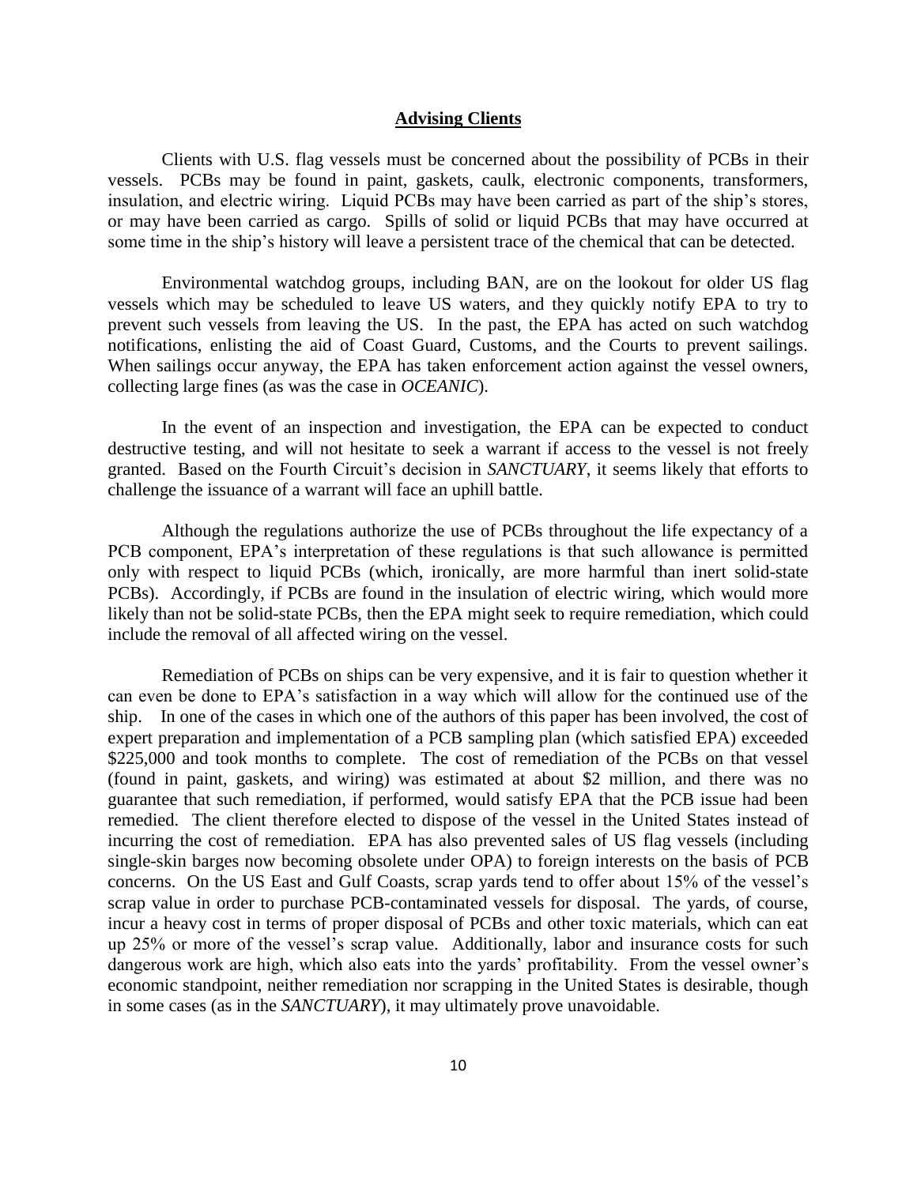## **Advising Clients**

Clients with U.S. flag vessels must be concerned about the possibility of PCBs in their vessels. PCBs may be found in paint, gaskets, caulk, electronic components, transformers, insulation, and electric wiring. Liquid PCBs may have been carried as part of the ship's stores, or may have been carried as cargo. Spills of solid or liquid PCBs that may have occurred at some time in the ship's history will leave a persistent trace of the chemical that can be detected.

Environmental watchdog groups, including BAN, are on the lookout for older US flag vessels which may be scheduled to leave US waters, and they quickly notify EPA to try to prevent such vessels from leaving the US. In the past, the EPA has acted on such watchdog notifications, enlisting the aid of Coast Guard, Customs, and the Courts to prevent sailings. When sailings occur anyway, the EPA has taken enforcement action against the vessel owners, collecting large fines (as was the case in *OCEANIC*).

In the event of an inspection and investigation, the EPA can be expected to conduct destructive testing, and will not hesitate to seek a warrant if access to the vessel is not freely granted. Based on the Fourth Circuit's decision in *SANCTUARY*, it seems likely that efforts to challenge the issuance of a warrant will face an uphill battle.

Although the regulations authorize the use of PCBs throughout the life expectancy of a PCB component, EPA's interpretation of these regulations is that such allowance is permitted only with respect to liquid PCBs (which, ironically, are more harmful than inert solid-state PCBs). Accordingly, if PCBs are found in the insulation of electric wiring, which would more likely than not be solid-state PCBs, then the EPA might seek to require remediation, which could include the removal of all affected wiring on the vessel.

Remediation of PCBs on ships can be very expensive, and it is fair to question whether it can even be done to EPA's satisfaction in a way which will allow for the continued use of the ship. In one of the cases in which one of the authors of this paper has been involved, the cost of expert preparation and implementation of a PCB sampling plan (which satisfied EPA) exceeded \$225,000 and took months to complete. The cost of remediation of the PCBs on that vessel (found in paint, gaskets, and wiring) was estimated at about \$2 million, and there was no guarantee that such remediation, if performed, would satisfy EPA that the PCB issue had been remedied. The client therefore elected to dispose of the vessel in the United States instead of incurring the cost of remediation. EPA has also prevented sales of US flag vessels (including single-skin barges now becoming obsolete under OPA) to foreign interests on the basis of PCB concerns. On the US East and Gulf Coasts, scrap yards tend to offer about 15% of the vessel's scrap value in order to purchase PCB-contaminated vessels for disposal. The yards, of course, incur a heavy cost in terms of proper disposal of PCBs and other toxic materials, which can eat up 25% or more of the vessel's scrap value. Additionally, labor and insurance costs for such dangerous work are high, which also eats into the yards' profitability. From the vessel owner's economic standpoint, neither remediation nor scrapping in the United States is desirable, though in some cases (as in the *SANCTUARY*), it may ultimately prove unavoidable.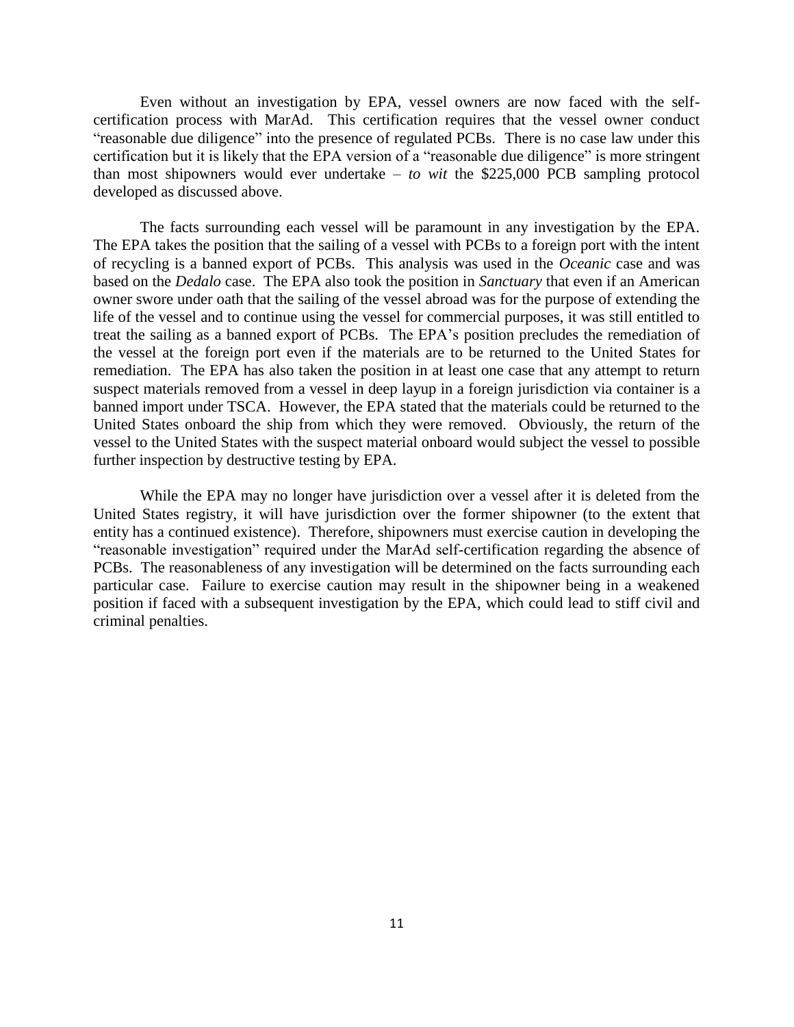Even without an investigation by EPA, vessel owners are now faced with the self-certification process with MarAd. This certification requires that the vessel owner conduct "reasonable due diligence" into the presence of regulated PCBs. There is no case law under this certification but it is likely that the EPA version of a "reasonable due diligence" is more stringent than most shipowners would ever undertake – *to wit* the $225,000 PCB sampling protocol developed as discussed above.

The facts surrounding each vessel will be paramount in any investigation by the EPA. The EPA takes the position that the sailing of a vessel with PCBs to a foreign port with the intent of recycling is a banned export of PCBs. This analysis was used in the *Oceanic* case and was based on the *Dedalo* case. The EPA also took the position in *Sanctuary* that even if an American owner swore under oath that the sailing of the vessel abroad was for the purpose of extending the life of the vessel and to continue using the vessel for commercial purposes, it was still entitled to treat the sailing as a banned export of PCBs. The EPA's position precludes the remediation of the vessel at the foreign port even if the materials are to be returned to the United States for remediation. The EPA has also taken the position in at least one case that any attempt to return suspect materials removed from a vessel in deep layup in a foreign jurisdiction via container is a banned import under TSCA. However, the EPA stated that the materials could be returned to the United States onboard the ship from which they were removed. Obviously, the return of the vessel to the United States with the suspect material onboard would subject the vessel to possible further inspection by destructive testing by EPA.

While the EPA may no longer have jurisdiction over a vessel after it is deleted from the United States registry, it will have jurisdiction over the former shipowner (to the extent that entity has a continued existence). Therefore, shipowners must exercise caution in developing the "reasonable investigation" required under the MarAd self-certification regarding the absence of PCBs. The reasonableness of any investigation will be determined on the facts surrounding each particular case. Failure to exercise caution may result in the shipowner being in a weakened position if faced with a subsequent investigation by the EPA, which could lead to stiff civil and criminal penalties.